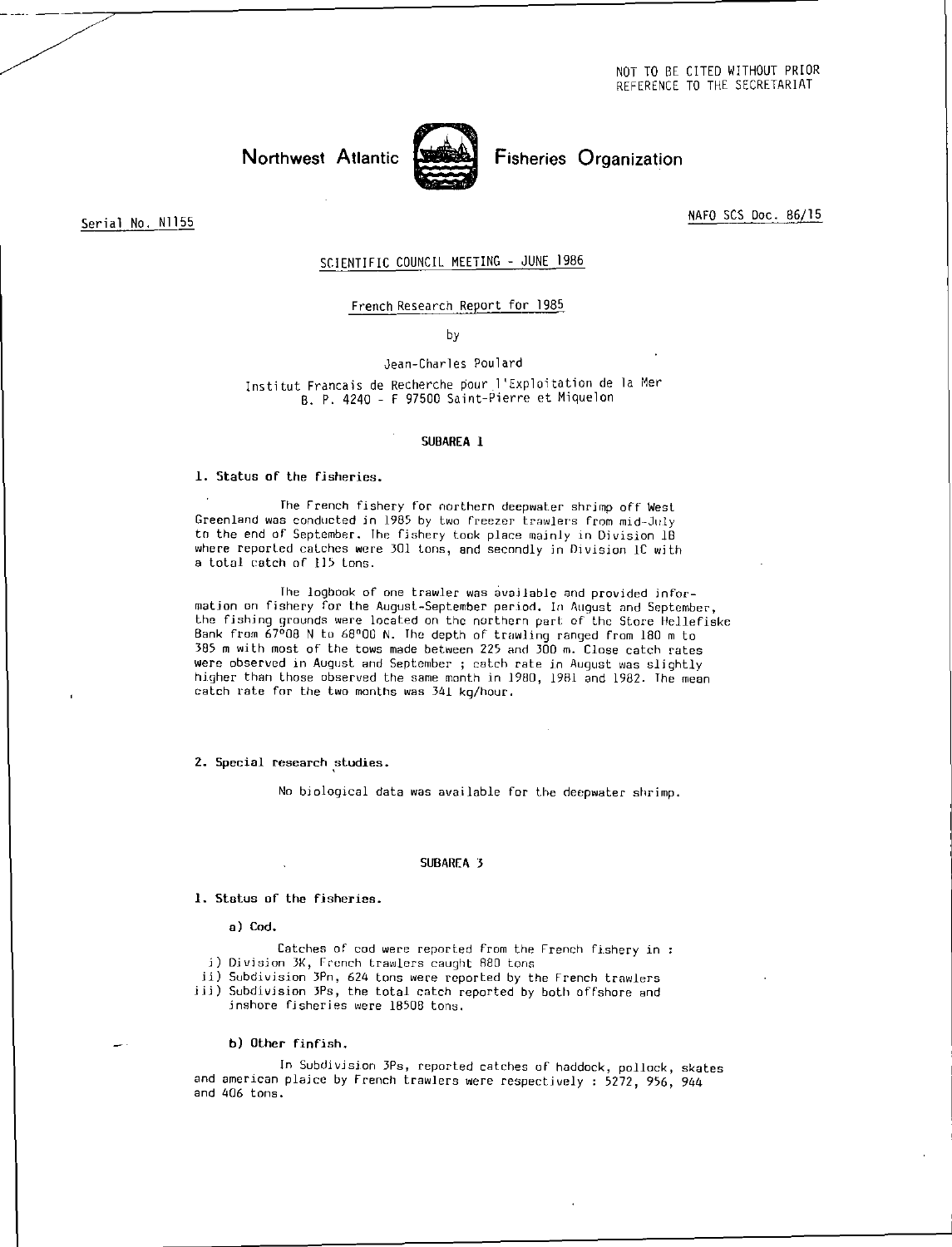NOT TO BE CITED WITHOUT PRIOR REFERENCE TO THE SECRETARIAT

Northwest Atlantic Fisheries Organization

Serial No. N1155

NAFO SCS Doc. 86/15

SCIENTIFIC COUNCIL MEETING - JUNE 1986

French Research Report for 1985

by

Jean-Charles Poulard

Institut Francais de Recherche pour l'Exploitation de la Mer
B. P. 4240 - F 97500 Saint-Pierre et Miquelon

## SUBAREA 1

### 1. Status of the fisheries.

The French fishery for northern deepwater shrimp off West Greenland was conducted in 1985 by two freezer trawlers from mid-July to the end of September. The fishery took place mainly in Division 1B where reported catches were 301 tons, and secondly in Division 1C with a total catch of 115 tons.

The logbook of one trawler was available and provided information on fishery for the August-September period. In August and September, the fishing grounds were located on the northern part of the Store Hellefiske Bank from 67°08 N to 68°00 N. The depth of trawling ranged from 180 m to 385 m with most of the tows made between 225 and 300 m. Close catch rates were observed in August and September ; catch rate in August was slightly higher than those observed the same month in 1980, 1981 and 1982. The mean catch rate for the two months was 341 kg/hour.

### 2. Special research studies.

No biological data was available for the deepwater shrimp.

## SUBAREA 3

### 1. Status of the fisheries.

**a) Cod.**

Catches of cod were reported from the French fishery in :

i) Division 3K, French trawlers caught 880 tons
ii) Subdivision 3Pn, 624 tons were reported by the French trawlers
iii) Subdivision 3Ps, the total catch reported by both offshore and inshore fisheries were 18508 tons.

**b) Other finfish.**

In Subdivision 3Ps, reported catches of haddock, pollock, skates and american plaice by French trawlers were respectively : 5272, 956, 944 and 406 tons.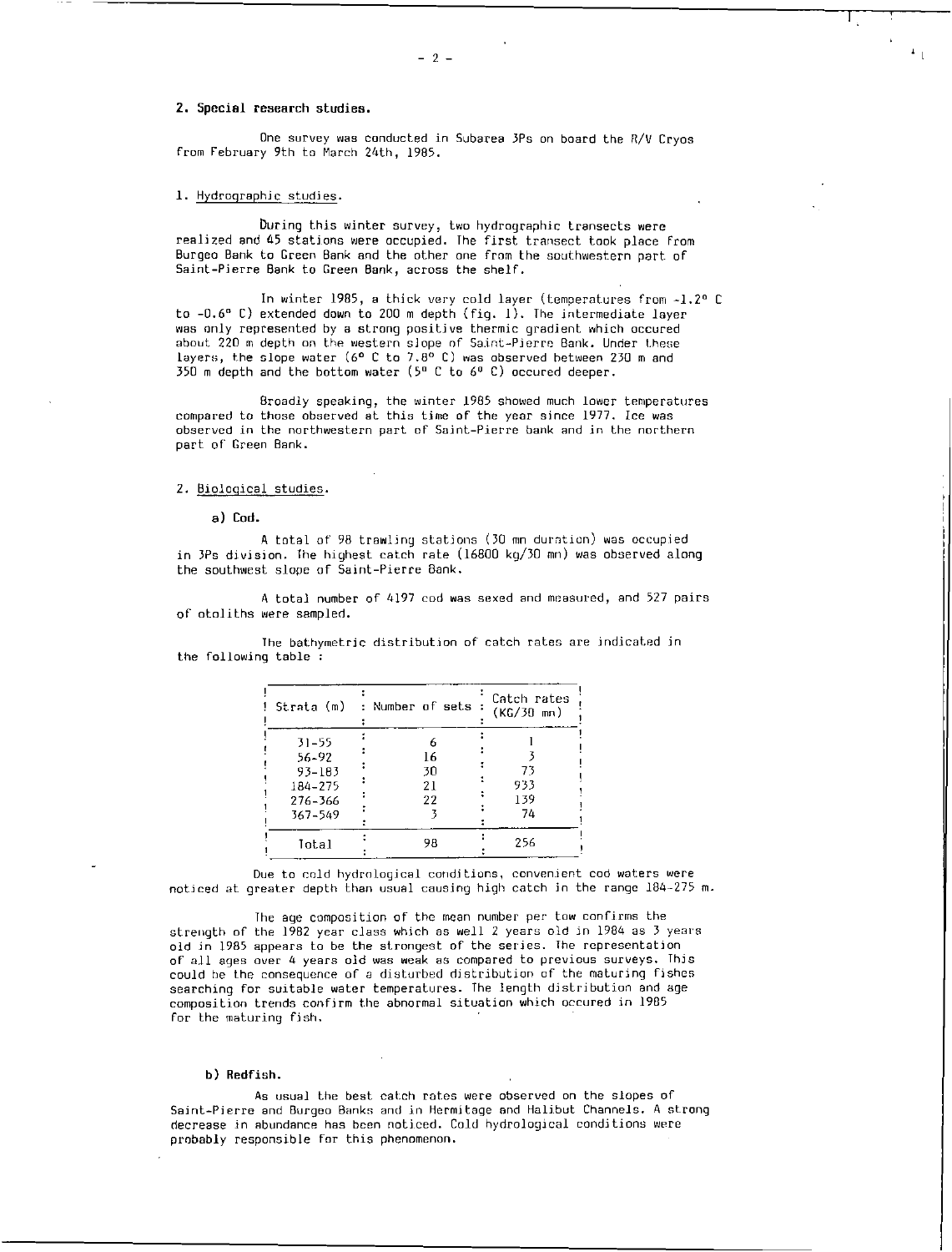## 2. Special research studies.

One survey was conducted in Subarea 3Ps on board the R/V Cryos from February 9th to March 24th, 1985.

### 1. Hydrographic studies.

During this winter survey, two hydrographic transects were realized and 45 stations were occupied. The first transect took place from Burgeo Bank to Green Bank and the other one from the southwestern part of Saint-Pierre Bank to Green Bank, across the shelf.

In winter 1985, a thick very cold layer (temperatures from -1.2° C to -0.6° C) extended down to 200 m depth (fig. 1). The intermediate layer was only represented by a strong positive thermic gradient which occured about 220 m depth on the western slope of Saint-Pierre Bank. Under these layers, the slope water (6° C to 7.8° C) was observed between 230 m and 350 m depth and the bottom water (5° C to 6° C) occured deeper.

Broadly speaking, the winter 1985 showed much lower temperatures compared to those observed at this time of the year since 1977. Ice was observed in the northwestern part of Saint-Pierre bank and in the northern part of Green Bank.

### 2. Biological studies.

**a) Cod.**

A total of 98 trawling stations (30 mn duration) was occupied in 3Ps division. The highest catch rate (16800 kg/30 mn) was observed along the southwest slope of Saint-Pierre Bank.

A total number of 4197 cod was sexed and measured, and 527 pairs of otoliths were sampled.

The bathymetric distribution of catch rates are indicated in the following table :

| Strata (m) | Number of sets | Catch rates (KG/30 mn) |
|---|---|---|
| 31-55 | 6 | 1 |
| 56-92 | 16 | 3 |
| 93-183 | 30 | 73 |
| 184-275 | 21 | 933 |
| 276-366 | 22 | 139 |
| 367-549 | 3 | 74 |
| Total | 98 | 256 |

Due to cold hydrological conditions, convenient cod waters were noticed at greater depth than usual causing high catch in the range 184-275 m.

The age composition of the mean number per tow confirms the strength of the 1982 year class which as well 2 years old in 1984 as 3 years old in 1985 appears to be the strongest of the series. The representation of all ages over 4 years old was weak as compared to previous surveys. This could be the consequence of a disturbed distribution of the maturing fishes searching for suitable water temperatures. The length distribution and age composition trends confirm the abnormal situation which occured in 1985 for the maturing fish.

**b) Redfish.**

As usual the best catch rates were observed on the slopes of Saint-Pierre and Burgeo Banks and in Hermitage and Halibut Channels. A strong decrease in abundance has been noticed. Cold hydrological conditions were probably responsible for this phenomenon.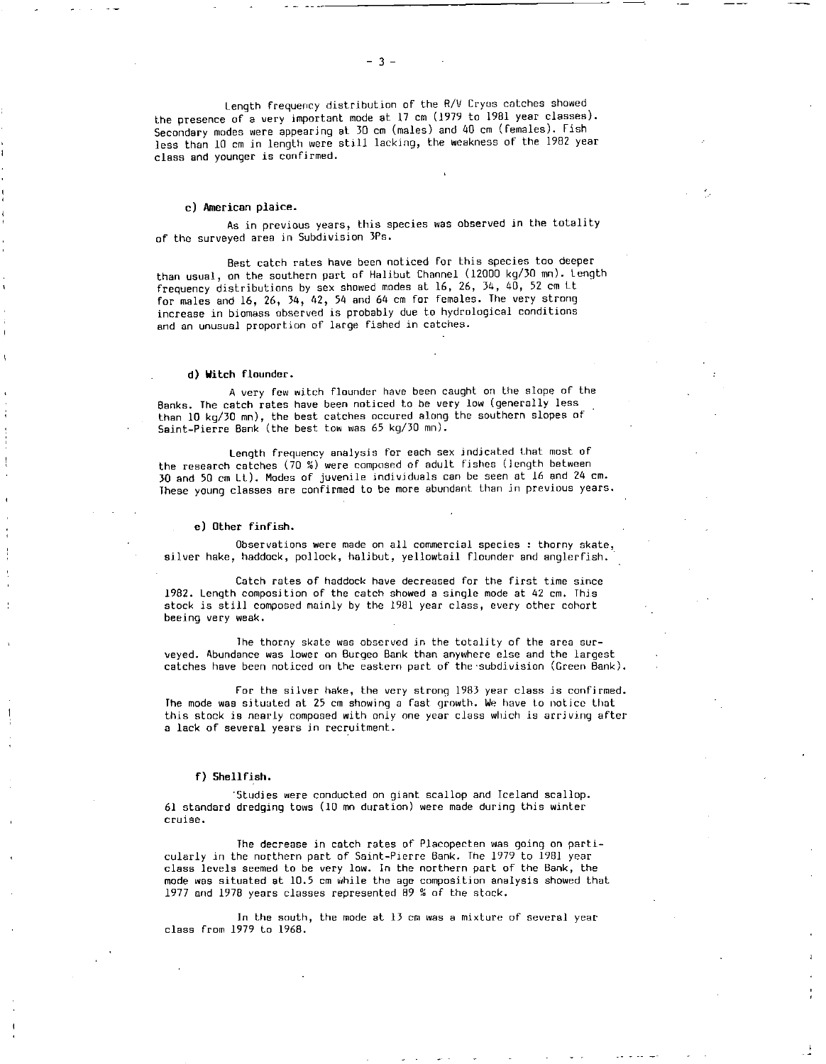Length frequency distribution of the R/V Cryos catches showed the presence of a very important mode at 17 cm (1979 to 1981 year classes). Secondary modes were appearing at 30 cm (males) and 40 cm (females). Fish less than 10 cm in length were still lacking, the weakness of the 1982 year class and younger is confirmed.

c) **American plaice.**

As in previous years, this species was observed in the totality of the surveyed area in Subdivision 3Ps.

Best catch rates have been noticed for this species too deeper than usual, on the southern part of Halibut Channel (12000 kg/30 mn). Length frequency distributions by sex showed modes at 16, 26, 34, 40, 52 cm Lt for males and 16, 26, 34, 42, 54 and 64 cm for females. The very strong increase in biomass observed is probably due to hydrological conditions and an unusual proportion of large fished in catches.

d) **Witch flounder.**

A very few witch flounder have been caught on the slope of the Banks. The catch rates have been noticed to be very low (generally less than 10 kg/30 mn), the best catches occured along the southern slopes of Saint-Pierre Bank (the best tow was 65 kg/30 mn).

Length frequency analysis for each sex indicated that most of the research catches (70 %) were composed of adult fishes (length between 30 and 50 cm Lt). Modes of juvenile individuals can be seen at 16 and 24 cm. These young classes are confirmed to be more abundant than in previous years.

e) **Other finfish.**

Observations were made on all commercial species : thorny skate, silver hake, haddock, pollock, halibut, yellowtail flounder and anglerfish.

Catch rates of haddock have decreased for the first time since 1982. Length composition of the catch showed a single mode at 42 cm. This stock is still composed mainly by the 1981 year class, every other cohort beeing very weak.

The thorny skate was observed in the totality of the area surveyed. Abundance was lower on Burgeo Bank than anywhere else and the largest catches have been noticed on the eastern part of the subdivision (Green Bank).

For the silver hake, the very strong 1983 year class is confirmed. The mode was situated at 25 cm showing a fast growth. We have to notice that this stock is nearly composed with only one year class which is arriving after a lack of several years in recruitment.

f) **Shellfish.**

Studies were conducted on giant scallop and Iceland scallop. 61 standard dredging tows (10 mn duration) were made during this winter cruise.

The decrease in catch rates of Placopecten was going on particularly in the northern part of Saint-Pierre Bank. The 1979 to 1981 year class levels seemed to be very low. In the northern part of the Bank, the mode was situated at 10.5 cm while the age composition analysis showed that 1977 and 1978 years classes represented 89 % of the stock.

In the south, the mode at 13 cm was a mixture of several year class from 1979 to 1968.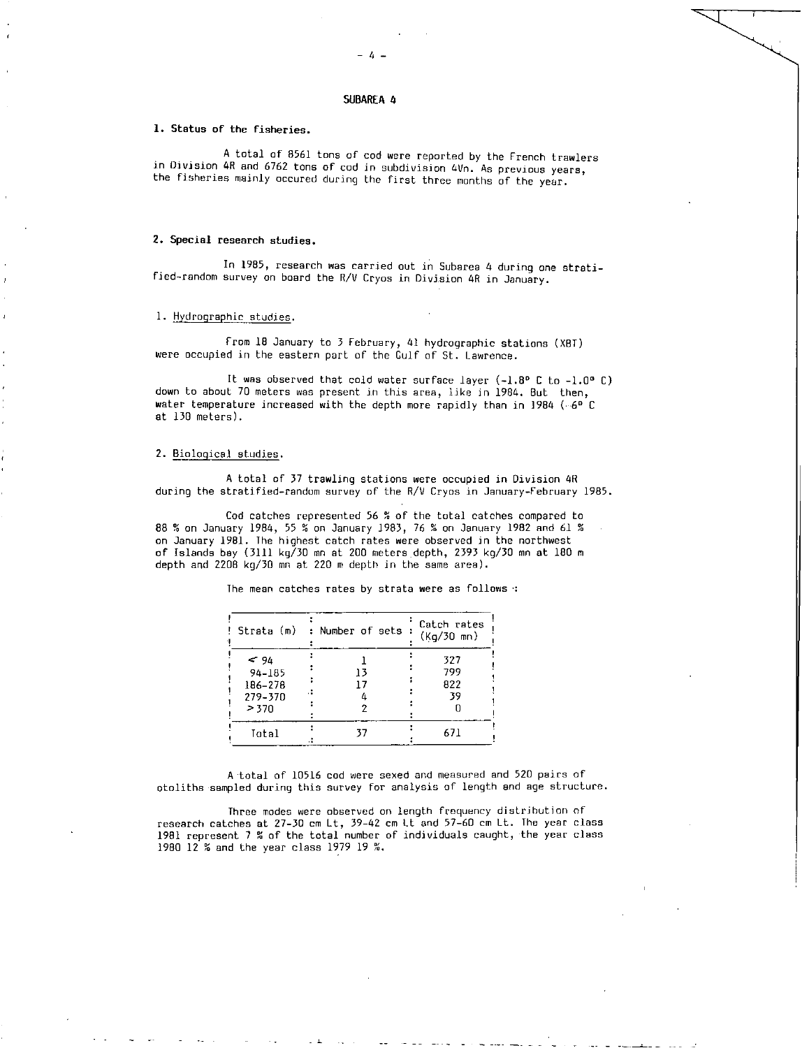## SUBAREA 4

### 1. Status of the fisheries.

A total of 8561 tons of cod were reported by the French trawlers in Division 4R and 6762 tons of cod in subdivision 4Vn. As previous years, the fisheries mainly occured during the first three months of the year.

### 2. Special research studies.

In 1985, research was carried out in Subarea 4 during one stratified-random survey on board the R/V Cryos in Division 4R in January.

#### 1. Hydrographic studies.

From 18 January to 3 February, 41 hydrographic stations (XBT) were occupied in the eastern part of the Gulf of St. Lawrence.

It was observed that cold water surface layer (-1.8° C to -1.0° C) down to about 70 meters was present in this area, like in 1984. But then, water temperature increased with the depth more rapidly than in 1984 (6° C at 130 meters).

#### 2. Biological studies.

A total of 37 trawling stations were occupied in Division 4R during the stratified-random survey of the R/V Cryos in January-February 1985.

Cod catches represented 56 % of the total catches compared to 88 % on January 1984, 55 % on January 1983, 76 % on January 1982 and 61 % on January 1981. The highest catch rates were observed in the northwest of Islands bay (3111 kg/30 mn at 200 meters depth, 2393 kg/30 mn at 180 m depth and 2208 kg/30 mn at 220 m depth in the same area).

The mean catches rates by strata were as follows :

| Strata (m) | Number of sets | Catch rates (Kg/30 mn) |
|---|---|---|
| < 94 | 1 | 327 |
| 94-185 | 13 | 799 |
| 186-278 | 17 | 822 |
| 279-370 | 4 | 39 |
| > 370 | 2 | 0 |
| Total | 37 | 671 |

A total of 10516 cod were sexed and measured and 520 pairs of otoliths sampled during this survey for analysis of length and age structure.

Three modes were observed on length frequency distribution of research catches at 27-30 cm Lt, 39-42 cm Lt and 57-60 cm Lt. The year class 1981 represent 7 % of the total number of individuals caught, the year class 1980 12 % and the year class 1979 19 %.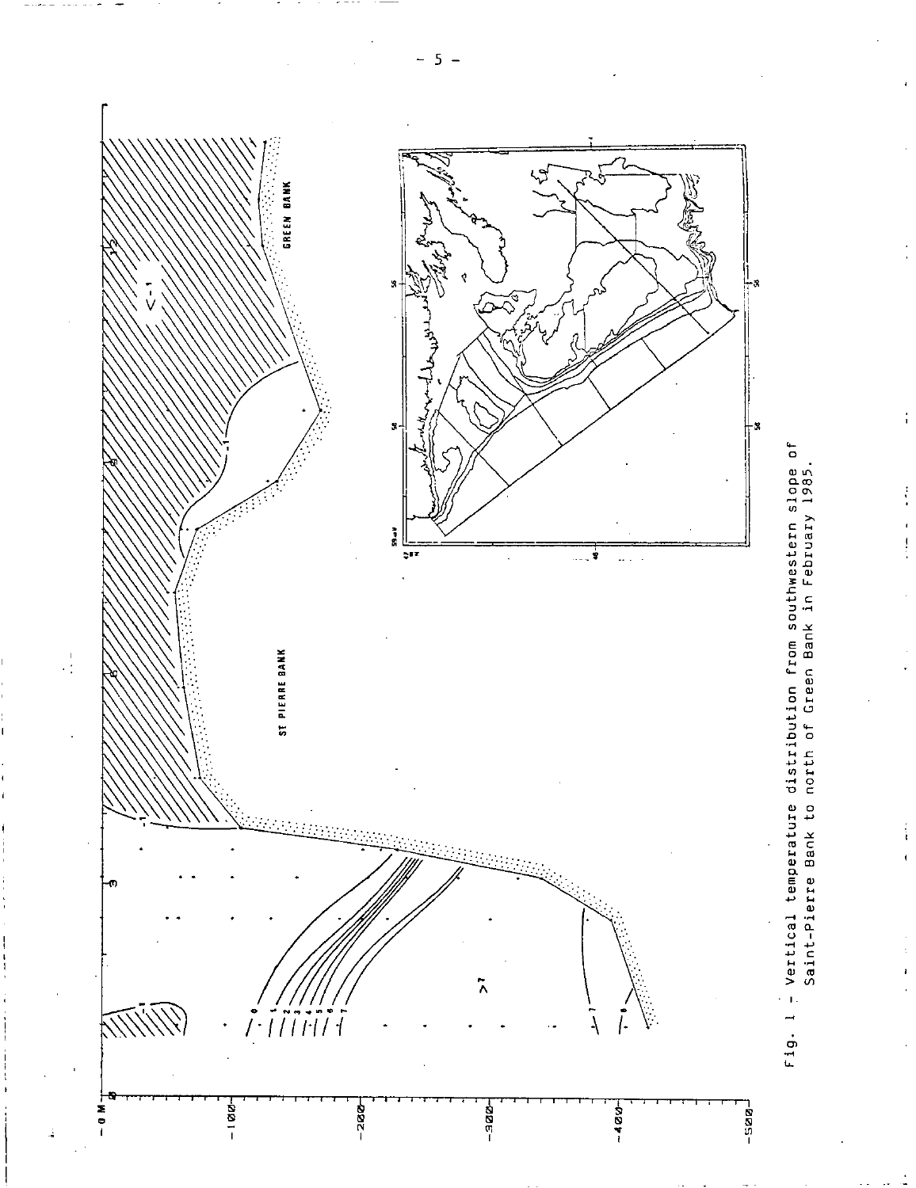- 0 M

-100

-200

-300

-400

-500

<-1

>7

0

1

2

3

4

5

6

7

ST PIERRE BANK

GREEN BANK

Fig. 1 - Vertical temperature distribution from southwestern slope of Saint-Pierre Bank to north of Green Bank in February 1985.